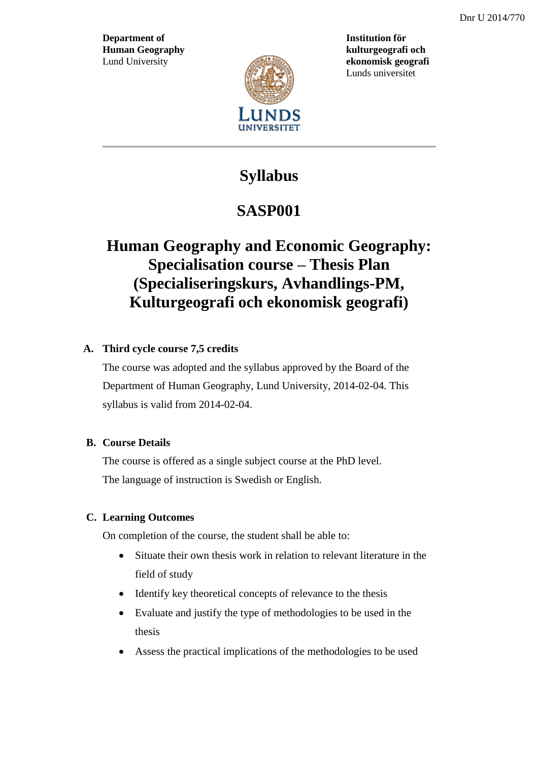Dnr U 2014/770

**Department of Human Geography**
Lund University

**Institution för kulturgeografi och ekonomisk geografi**
Lunds universitet

# Syllabus

# SASP001

# Human Geography and Economic Geography: Specialisation course – Thesis Plan (Specialiseringskurs, Avhandlings-PM, Kulturgeografi och ekonomisk geografi)

## A. Third cycle course 7,5 credits

The course was adopted and the syllabus approved by the Board of the Department of Human Geography, Lund University, 2014-02-04. This syllabus is valid from 2014-02-04.

## B. Course Details

The course is offered as a single subject course at the PhD level.

The language of instruction is Swedish or English.

## C. Learning Outcomes

On completion of the course, the student shall be able to:

- Situate their own thesis work in relation to relevant literature in the field of study
- Identify key theoretical concepts of relevance to the thesis
- Evaluate and justify the type of methodologies to be used in the thesis
- Assess the practical implications of the methodologies to be used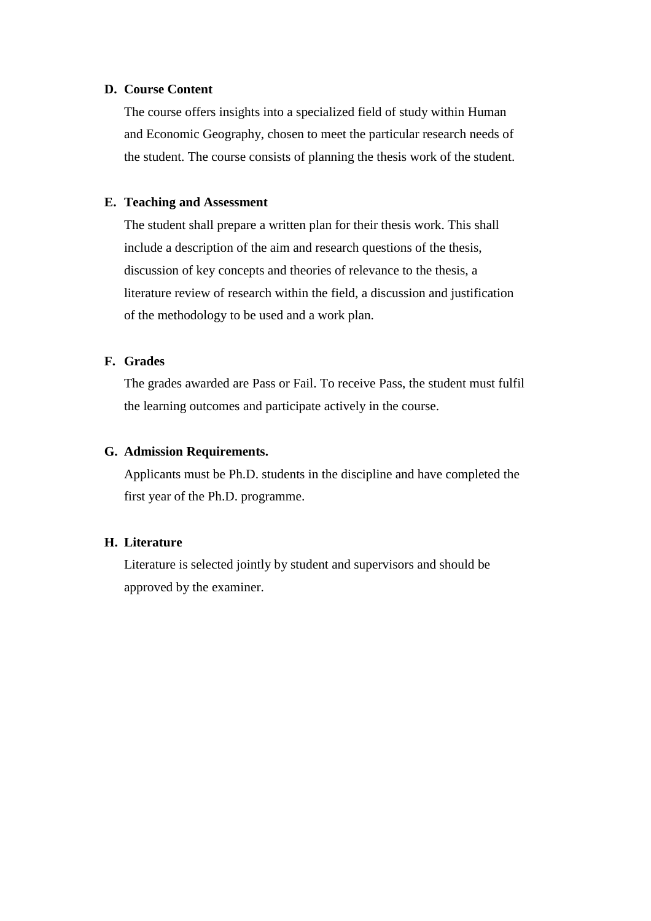**D. Course Content**

The course offers insights into a specialized field of study within Human and Economic Geography, chosen to meet the particular research needs of the student. The course consists of planning the thesis work of the student.

**E. Teaching and Assessment**

The student shall prepare a written plan for their thesis work. This shall include a description of the aim and research questions of the thesis, discussion of key concepts and theories of relevance to the thesis, a literature review of research within the field, a discussion and justification of the methodology to be used and a work plan.

**F. Grades**

The grades awarded are Pass or Fail. To receive Pass, the student must fulfil the learning outcomes and participate actively in the course.

**G. Admission Requirements.**

Applicants must be Ph.D. students in the discipline and have completed the first year of the Ph.D. programme.

**H. Literature**

Literature is selected jointly by student and supervisors and should be approved by the examiner.